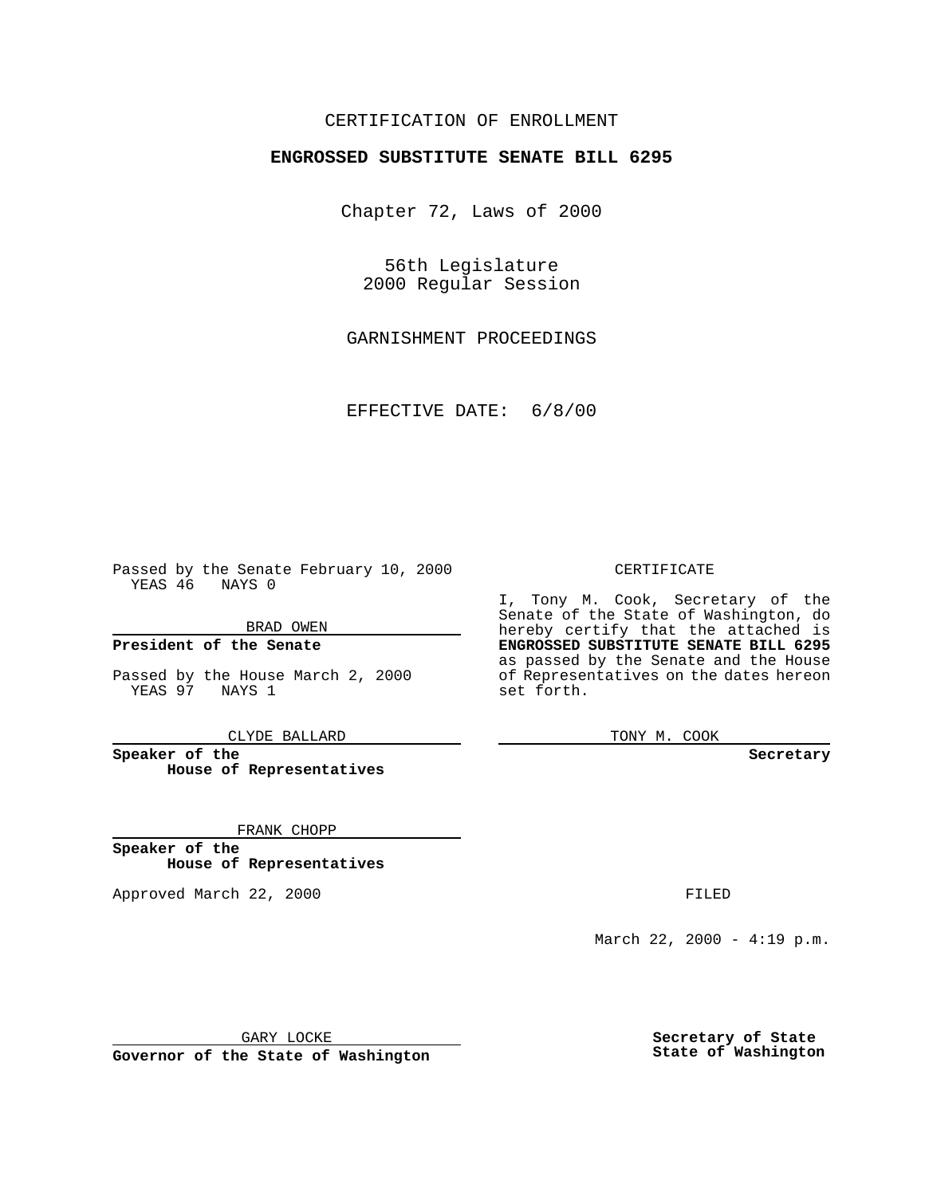CERTIFICATION OF ENROLLMENT

**ENGROSSED SUBSTITUTE SENATE BILL 6295**

Chapter 72, Laws of 2000

56th Legislature
2000 Regular Session

GARNISHMENT PROCEEDINGS

EFFECTIVE DATE: 6/8/00

Passed by the Senate February 10, 2000
YEAS 46 NAYS 0

BRAD OWEN

**President of the Senate**

Passed by the House March 2, 2000
YEAS 97 NAYS 1

CLYDE BALLARD

**Speaker of the House of Representatives**

FRANK CHOPP

**Speaker of the House of Representatives**

Approved March 22, 2000

GARY LOCKE

**Governor of the State of Washington**

CERTIFICATE

I, Tony M. Cook, Secretary of the Senate of the State of Washington, do hereby certify that the attached is **ENGROSSED SUBSTITUTE SENATE BILL 6295** as passed by the Senate and the House of Representatives on the dates hereon set forth.

TONY M. COOK

**Secretary**

FILED

March 22, 2000 - 4:19 p.m.

**Secretary of State**
**State of Washington**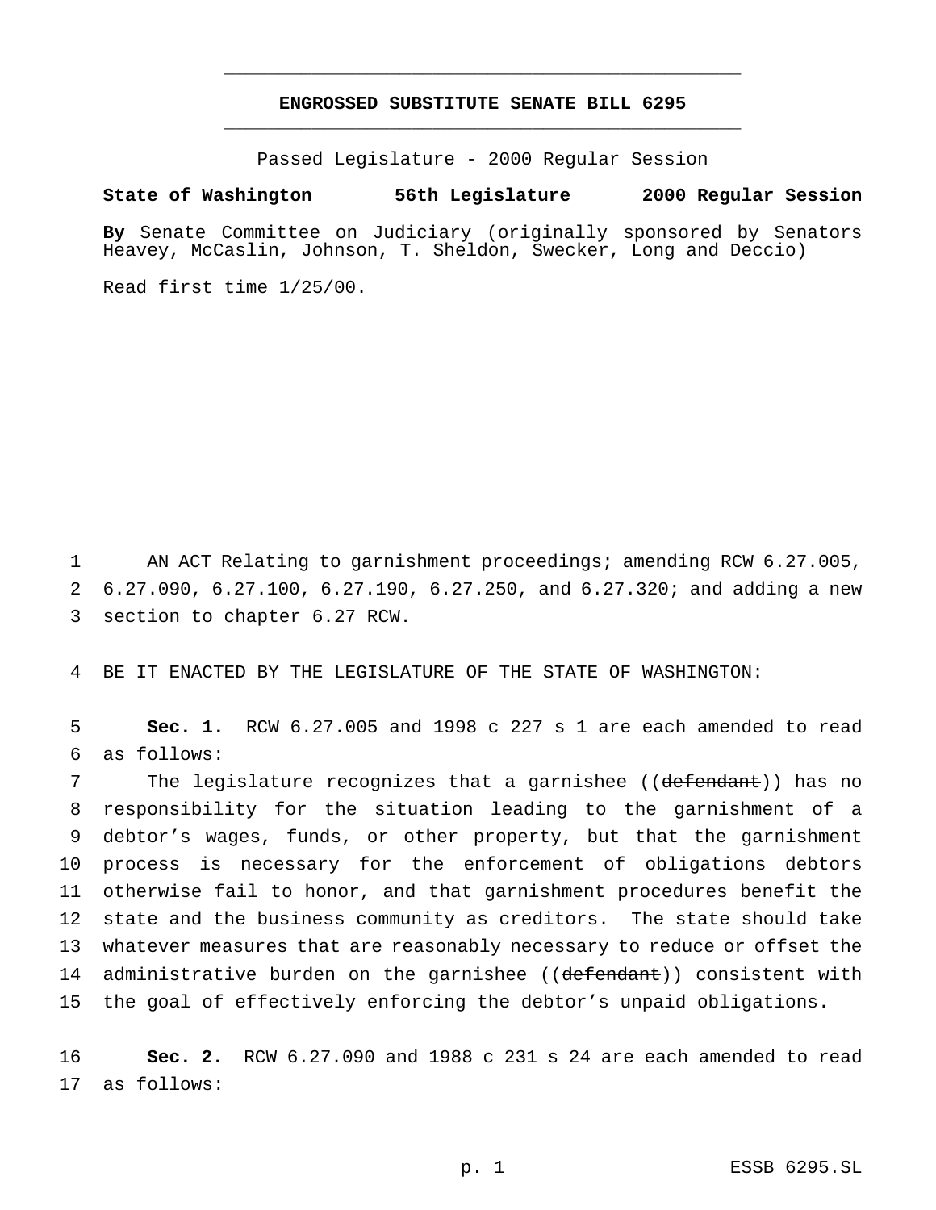# ENGROSSED SUBSTITUTE SENATE BILL 6295

Passed Legislature - 2000 Regular Session

**State of Washington 56th Legislature 2000 Regular Session**

**By** Senate Committee on Judiciary (originally sponsored by Senators Heavey, McCaslin, Johnson, T. Sheldon, Swecker, Long and Deccio)

Read first time 1/25/00.

AN ACT Relating to garnishment proceedings; amending RCW 6.27.005, 6.27.090, 6.27.100, 6.27.190, 6.27.250, and 6.27.320; and adding a new section to chapter 6.27 RCW.

BE IT ENACTED BY THE LEGISLATURE OF THE STATE OF WASHINGTON:

**Sec. 1.** RCW 6.27.005 and 1998 c 227 s 1 are each amended to read as follows:

The legislature recognizes that a garnishee ((~~defendant~~)) has no responsibility for the situation leading to the garnishment of a debtor's wages, funds, or other property, but that the garnishment process is necessary for the enforcement of obligations debtors otherwise fail to honor, and that garnishment procedures benefit the state and the business community as creditors. The state should take whatever measures that are reasonably necessary to reduce or offset the administrative burden on the garnishee ((~~defendant~~)) consistent with the goal of effectively enforcing the debtor's unpaid obligations.

**Sec. 2.** RCW 6.27.090 and 1988 c 231 s 24 are each amended to read as follows: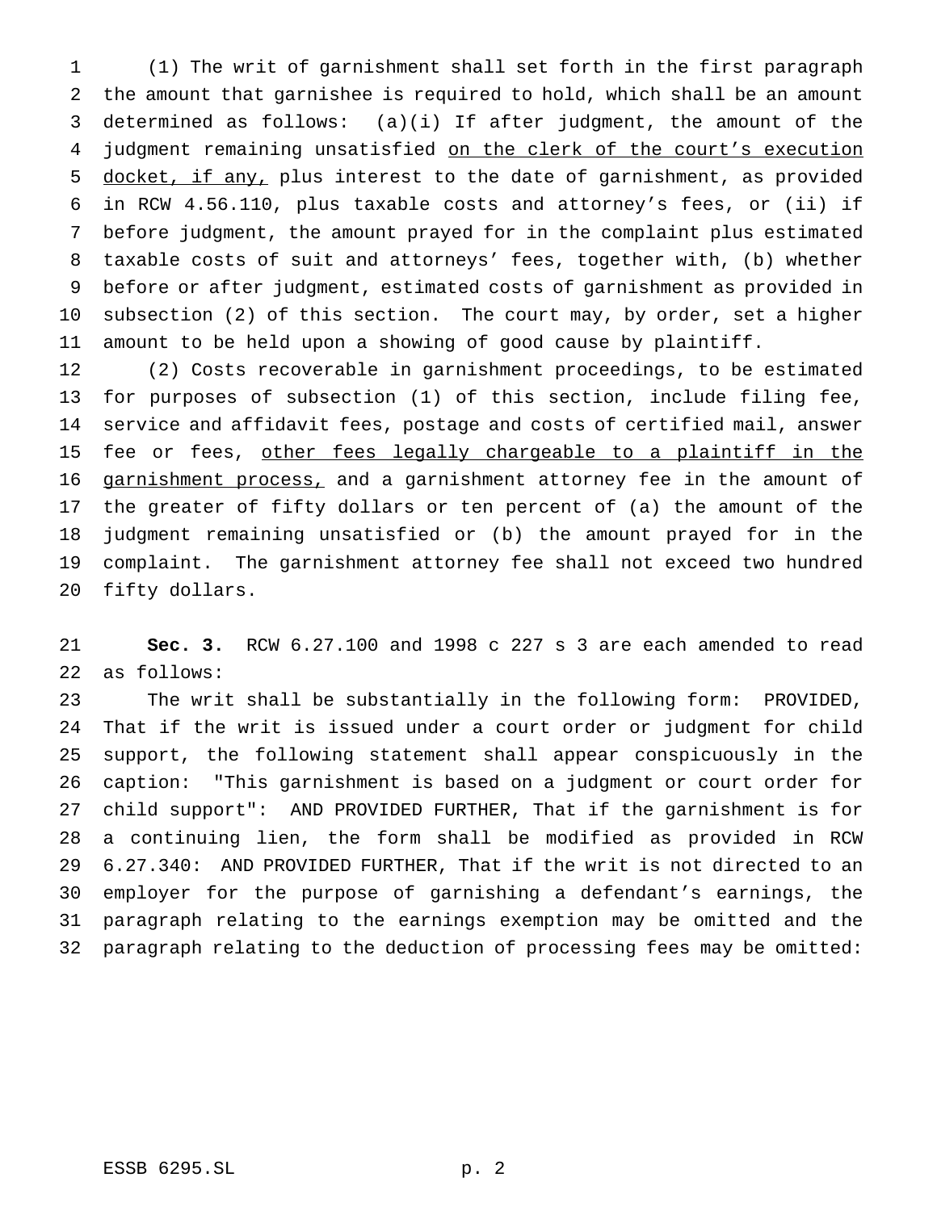(1) The writ of garnishment shall set forth in the first paragraph the amount that garnishee is required to hold, which shall be an amount determined as follows: (a)(i) If after judgment, the amount of the judgment remaining unsatisfied <u>on the clerk of the court's execution docket, if any,</u> plus interest to the date of garnishment, as provided in RCW 4.56.110, plus taxable costs and attorney's fees, or (ii) if before judgment, the amount prayed for in the complaint plus estimated taxable costs of suit and attorneys' fees, together with, (b) whether before or after judgment, estimated costs of garnishment as provided in subsection (2) of this section. The court may, by order, set a higher amount to be held upon a showing of good cause by plaintiff.

(2) Costs recoverable in garnishment proceedings, to be estimated for purposes of subsection (1) of this section, include filing fee, service and affidavit fees, postage and costs of certified mail, answer fee or fees, <u>other fees legally chargeable to a plaintiff in the garnishment process,</u> and a garnishment attorney fee in the amount of the greater of fifty dollars or ten percent of (a) the amount of the judgment remaining unsatisfied or (b) the amount prayed for in the complaint. The garnishment attorney fee shall not exceed two hundred fifty dollars.

**Sec. 3.** RCW 6.27.100 and 1998 c 227 s 3 are each amended to read as follows:

The writ shall be substantially in the following form: PROVIDED, That if the writ is issued under a court order or judgment for child support, the following statement shall appear conspicuously in the caption: "This garnishment is based on a judgment or court order for child support": AND PROVIDED FURTHER, That if the garnishment is for a continuing lien, the form shall be modified as provided in RCW 6.27.340: AND PROVIDED FURTHER, That if the writ is not directed to an employer for the purpose of garnishing a defendant's earnings, the paragraph relating to the earnings exemption may be omitted and the paragraph relating to the deduction of processing fees may be omitted: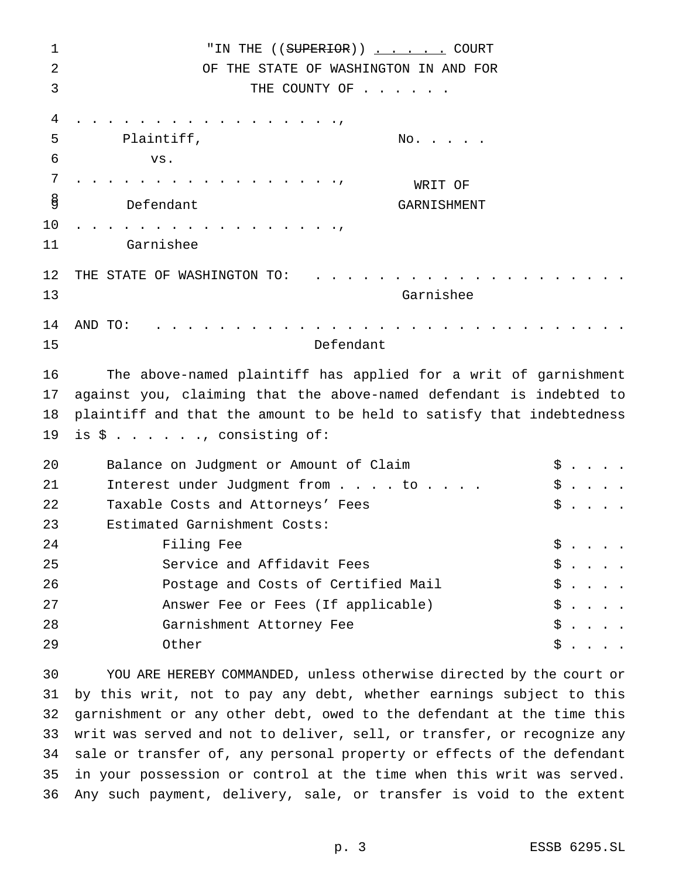"IN THE ((~~SUPERIOR~~)) . . . . . . COURT
OF THE STATE OF WASHINGTON IN AND FOR
THE COUNTY OF . . . . . .

| | |
|---|---|
| . . . . . . . . . . . . . . . . . ., | |
| Plaintiff, | No. . . . . |
| vs. | |
| . . . . . . . . . . . . . . . . . ., | WRIT OF |
| Defendant | GARNISHMENT |
| . . . . . . . . . . . . . . . . . ., | |
| Garnishee | |

THE STATE OF WASHINGTON TO: . . . . . . . . . . . . . . . . . . . .
Garnishee

AND TO: . . . . . . . . . . . . . . . . . . . . . . . . . . . . . .
Defendant

The above-named plaintiff has applied for a writ of garnishment against you, claiming that the above-named defendant is indebted to plaintiff and that the amount to be held to satisfy that indebtedness is $ . . . . . ., consisting of:

| | |
|---|---|
| Balance on Judgment or Amount of Claim | $ . . . . |
| Interest under Judgment from . . . . to . . . . | $ . . . . |
| Taxable Costs and Attorneys' Fees | $ . . . . |
| Estimated Garnishment Costs: | |
| Filing Fee | $ . . . . |
| Service and Affidavit Fees | $ . . . . |
| Postage and Costs of Certified Mail | $ . . . . |
| Answer Fee or Fees (If applicable) | $ . . . . |
| Garnishment Attorney Fee | $ . . . . |
| Other | $ . . . . |

YOU ARE HEREBY COMMANDED, unless otherwise directed by the court or by this writ, not to pay any debt, whether earnings subject to this garnishment or any other debt, owed to the defendant at the time this writ was served and not to deliver, sell, or transfer, or recognize any sale or transfer of, any personal property or effects of the defendant in your possession or control at the time when this writ was served. Any such payment, delivery, sale, or transfer is void to the extent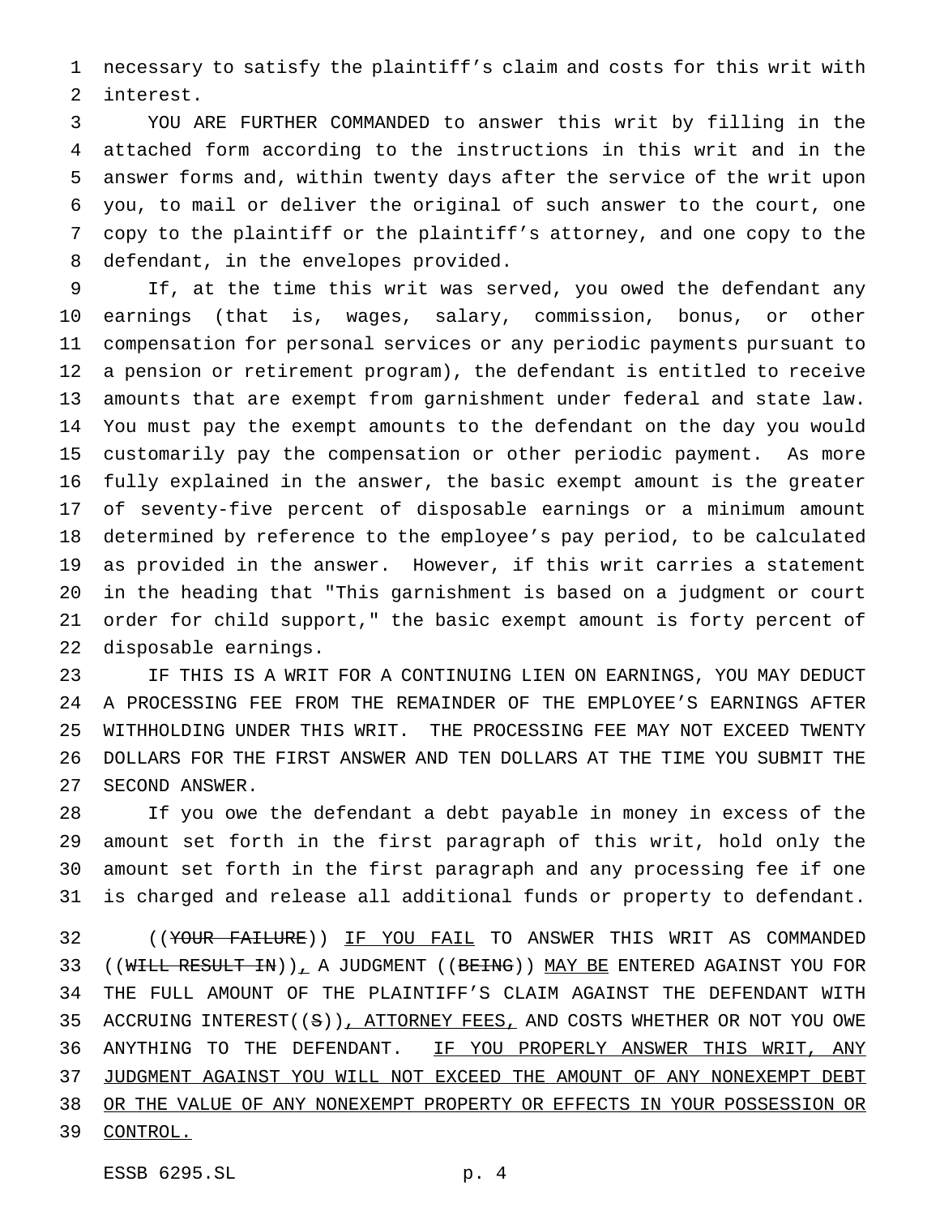necessary to satisfy the plaintiff's claim and costs for this writ with interest.

YOU ARE FURTHER COMMANDED to answer this writ by filling in the attached form according to the instructions in this writ and in the answer forms and, within twenty days after the service of the writ upon you, to mail or deliver the original of such answer to the court, one copy to the plaintiff or the plaintiff's attorney, and one copy to the defendant, in the envelopes provided.

If, at the time this writ was served, you owed the defendant any earnings (that is, wages, salary, commission, bonus, or other compensation for personal services or any periodic payments pursuant to a pension or retirement program), the defendant is entitled to receive amounts that are exempt from garnishment under federal and state law. You must pay the exempt amounts to the defendant on the day you would customarily pay the compensation or other periodic payment. As more fully explained in the answer, the basic exempt amount is the greater of seventy-five percent of disposable earnings or a minimum amount determined by reference to the employee's pay period, to be calculated as provided in the answer. However, if this writ carries a statement in the heading that "This garnishment is based on a judgment or court order for child support," the basic exempt amount is forty percent of disposable earnings.

IF THIS IS A WRIT FOR A CONTINUING LIEN ON EARNINGS, YOU MAY DEDUCT A PROCESSING FEE FROM THE REMAINDER OF THE EMPLOYEE'S EARNINGS AFTER WITHHOLDING UNDER THIS WRIT. THE PROCESSING FEE MAY NOT EXCEED TWENTY DOLLARS FOR THE FIRST ANSWER AND TEN DOLLARS AT THE TIME YOU SUBMIT THE SECOND ANSWER.

If you owe the defendant a debt payable in money in excess of the amount set forth in the first paragraph of this writ, hold only the amount set forth in the first paragraph and any processing fee if one is charged and release all additional funds or property to defendant.

((~~YOUR FAILURE~~)) <u>IF YOU FAIL</u> TO ANSWER THIS WRIT AS COMMANDED ((~~WILL RESULT IN~~))<u>,</u> A JUDGMENT ((~~BEING~~)) <u>MAY BE</u> ENTERED AGAINST YOU FOR THE FULL AMOUNT OF THE PLAINTIFF'S CLAIM AGAINST THE DEFENDANT WITH ACCRUING INTEREST((~~S~~))<u>, ATTORNEY FEES,</u> AND COSTS WHETHER OR NOT YOU OWE ANYTHING TO THE DEFENDANT. <u>IF YOU PROPERLY ANSWER THIS WRIT, ANY JUDGMENT AGAINST YOU WILL NOT EXCEED THE AMOUNT OF ANY NONEXEMPT DEBT OR THE VALUE OF ANY NONEXEMPT PROPERTY OR EFFECTS IN YOUR POSSESSION OR CONTROL.</u>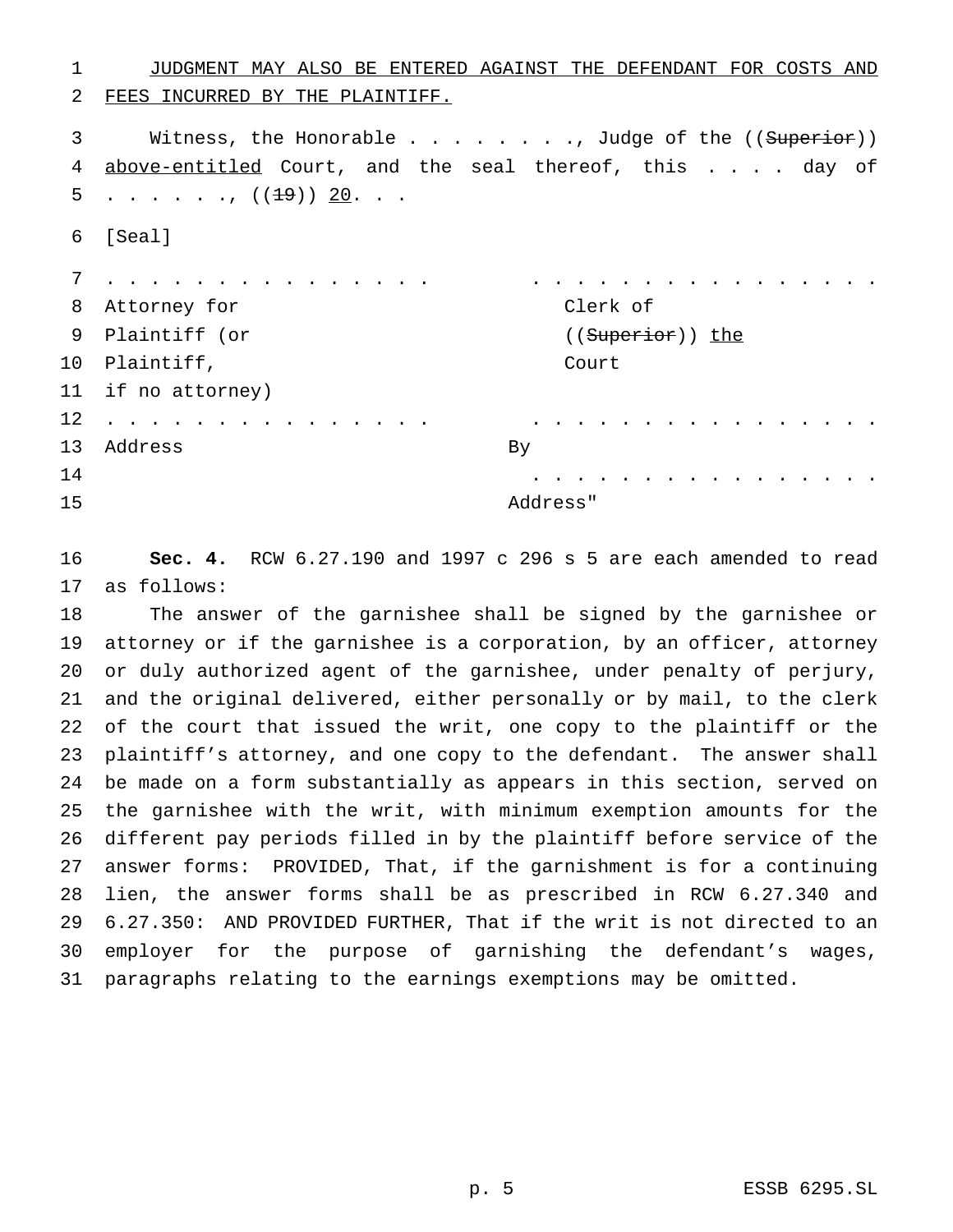JUDGMENT MAY ALSO BE ENTERED AGAINST THE DEFENDANT FOR COSTS AND FEES INCURRED BY THE PLAINTIFF.

Witness, the Honorable . . . . . . . . ., Judge of the ((~~Superior~~)) above-entitled Court, and the seal thereof, this . . . . day of . . . . . ., ((~~19~~)) 20. . .

[Seal]

| | |
|---|---|
| . . . . . . . . . . . . . . . . | . . . . . . . . . . . . . . . . . |
| Attorney for Plaintiff (or Plaintiff, if no attorney) | Clerk of ((~~Superior~~)) the Court |
| . . . . . . . . . . . . . . . . | . . . . . . . . . . . . . . . . . |
| Address | By |
| | . . . . . . . . . . . . . . . . . |
| | Address" |

**Sec. 4.** RCW 6.27.190 and 1997 c 296 s 5 are each amended to read as follows:

The answer of the garnishee shall be signed by the garnishee or attorney or if the garnishee is a corporation, by an officer, attorney or duly authorized agent of the garnishee, under penalty of perjury, and the original delivered, either personally or by mail, to the clerk of the court that issued the writ, one copy to the plaintiff or the plaintiff's attorney, and one copy to the defendant. The answer shall be made on a form substantially as appears in this section, served on the garnishee with the writ, with minimum exemption amounts for the different pay periods filled in by the plaintiff before service of the answer forms: PROVIDED, That, if the garnishment is for a continuing lien, the answer forms shall be as prescribed in RCW 6.27.340 and 6.27.350: AND PROVIDED FURTHER, That if the writ is not directed to an employer for the purpose of garnishing the defendant's wages, paragraphs relating to the earnings exemptions may be omitted.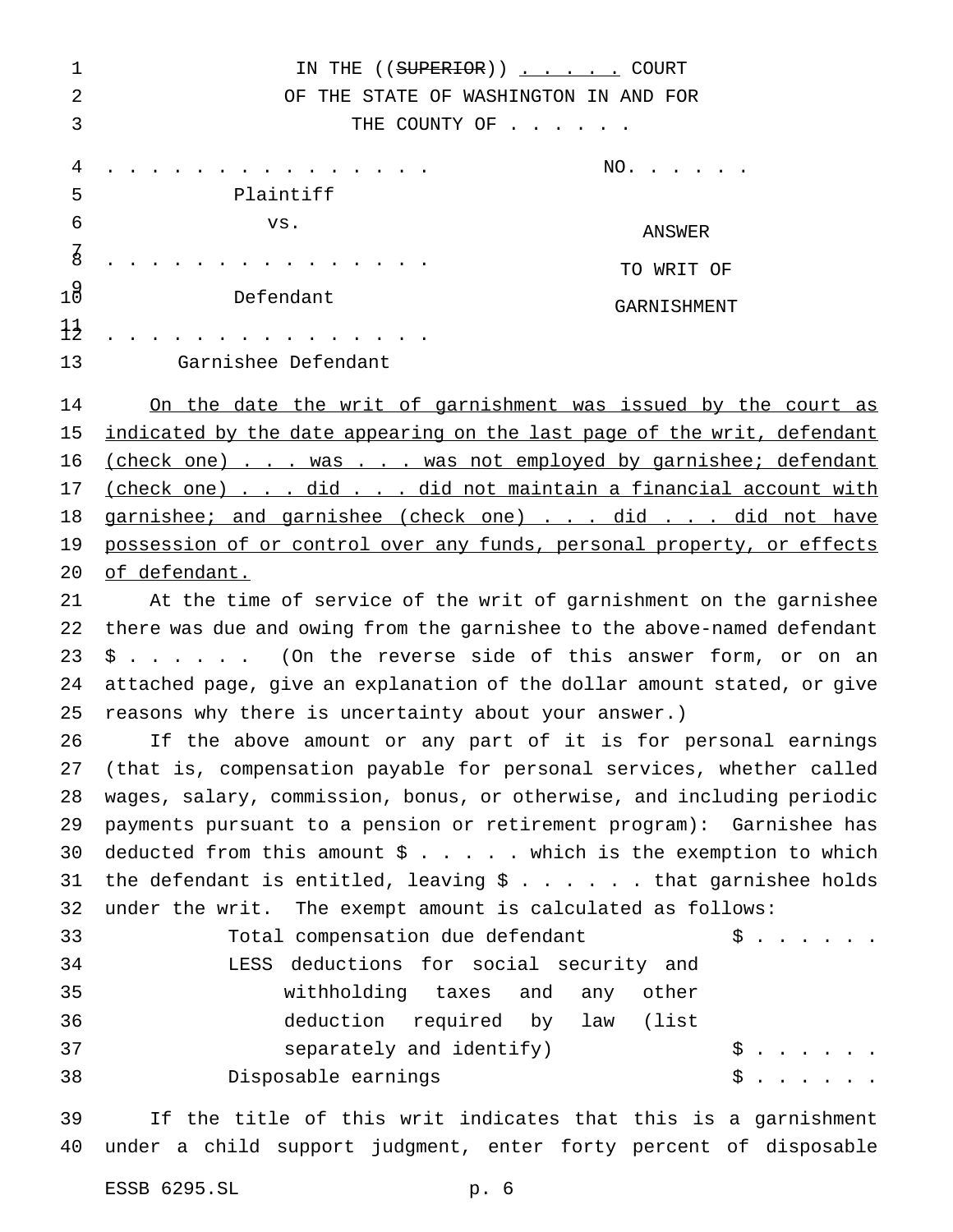IN THE ((~~SUPERIOR~~)) . . . . . . COURT
OF THE STATE OF WASHINGTON IN AND FOR
THE COUNTY OF . . . . . .

| | |
|---|---|
| . . . . . . . . . . . . . . . .<br>Plaintiff<br>vs.<br>. . . . . . . . . . . . . . . .<br>Defendant<br>. . . . . . . . . . . . . . . .<br>Garnishee Defendant | NO. . . . . . .<br><br>ANSWER<br>TO WRIT OF<br>GARNISHMENT |

<u>On the date the writ of garnishment was issued by the court as indicated by the date appearing on the last page of the writ, defendant (check one) . . . was . . . was not employed by garnishee; defendant (check one) . . . did . . . did not maintain a financial account with garnishee; and garnishee (check one) . . . did . . . did not have possession of or control over any funds, personal property, or effects of defendant.</u>

At the time of service of the writ of garnishment on the garnishee there was due and owing from the garnishee to the above-named defendant $ . . . . . . (On the reverse side of this answer form, or on an attached page, give an explanation of the dollar amount stated, or give reasons why there is uncertainty about your answer.)

If the above amount or any part of it is for personal earnings (that is, compensation payable for personal services, whether called wages, salary, commission, bonus, or otherwise, and including periodic payments pursuant to a pension or retirement program): Garnishee has deducted from this amount $ . . . . . which is the exemption to which the defendant is entitled, leaving $ . . . . . . that garnishee holds under the writ. The exempt amount is calculated as follows:

| | |
|---|---|
| Total compensation due defendant | $ . . . . . . |
| LESS deductions for social security and withholding taxes and any other deduction required by law (list separately and identify) | $ . . . . . . |
| Disposable earnings | $ . . . . . . |

If the title of this writ indicates that this is a garnishment under a child support judgment, enter forty percent of disposable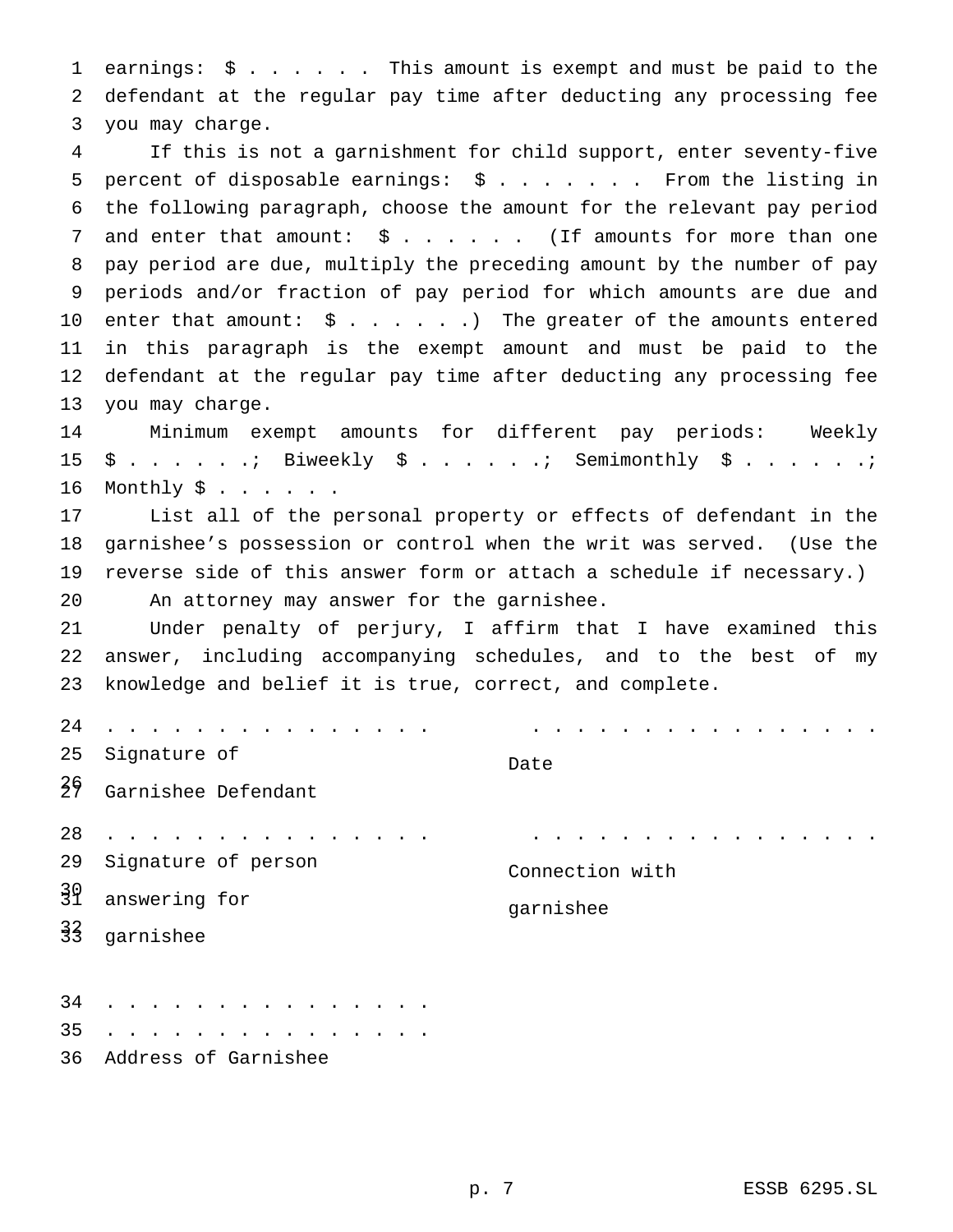earnings: $ . . . . . . This amount is exempt and must be paid to the defendant at the regular pay time after deducting any processing fee you may charge.

If this is not a garnishment for child support, enter seventy-five percent of disposable earnings: $ . . . . . . . From the listing in the following paragraph, choose the amount for the relevant pay period and enter that amount: $ . . . . . . (If amounts for more than one pay period are due, multiply the preceding amount by the number of pay periods and/or fraction of pay period for which amounts are due and enter that amount: $ . . . . . .) The greater of the amounts entered in this paragraph is the exempt amount and must be paid to the defendant at the regular pay time after deducting any processing fee you may charge.

Minimum exempt amounts for different pay periods: Weekly $ . . . . . .; Biweekly $ . . . . . .; Semimonthly $ . . . . . .; Monthly $ . . . . . .

List all of the personal property or effects of defendant in the garnishee's possession or control when the writ was served. (Use the reverse side of this answer form or attach a schedule if necessary.)

An attorney may answer for the garnishee.

Under penalty of perjury, I affirm that I have examined this answer, including accompanying schedules, and to the best of my knowledge and belief it is true, correct, and complete.

| . . . . . . . . . . . . . . . | . . . . . . . . . . . . . . . . |
|---|---|
| Signature of Garnishee Defendant | Date |
| . . . . . . . . . . . . . . . | . . . . . . . . . . . . . . . . |
| Signature of person answering for garnishee | Connection with garnishee |

. . . . . . . . . . . . . . .
. . . . . . . . . . . . . . .
Address of Garnishee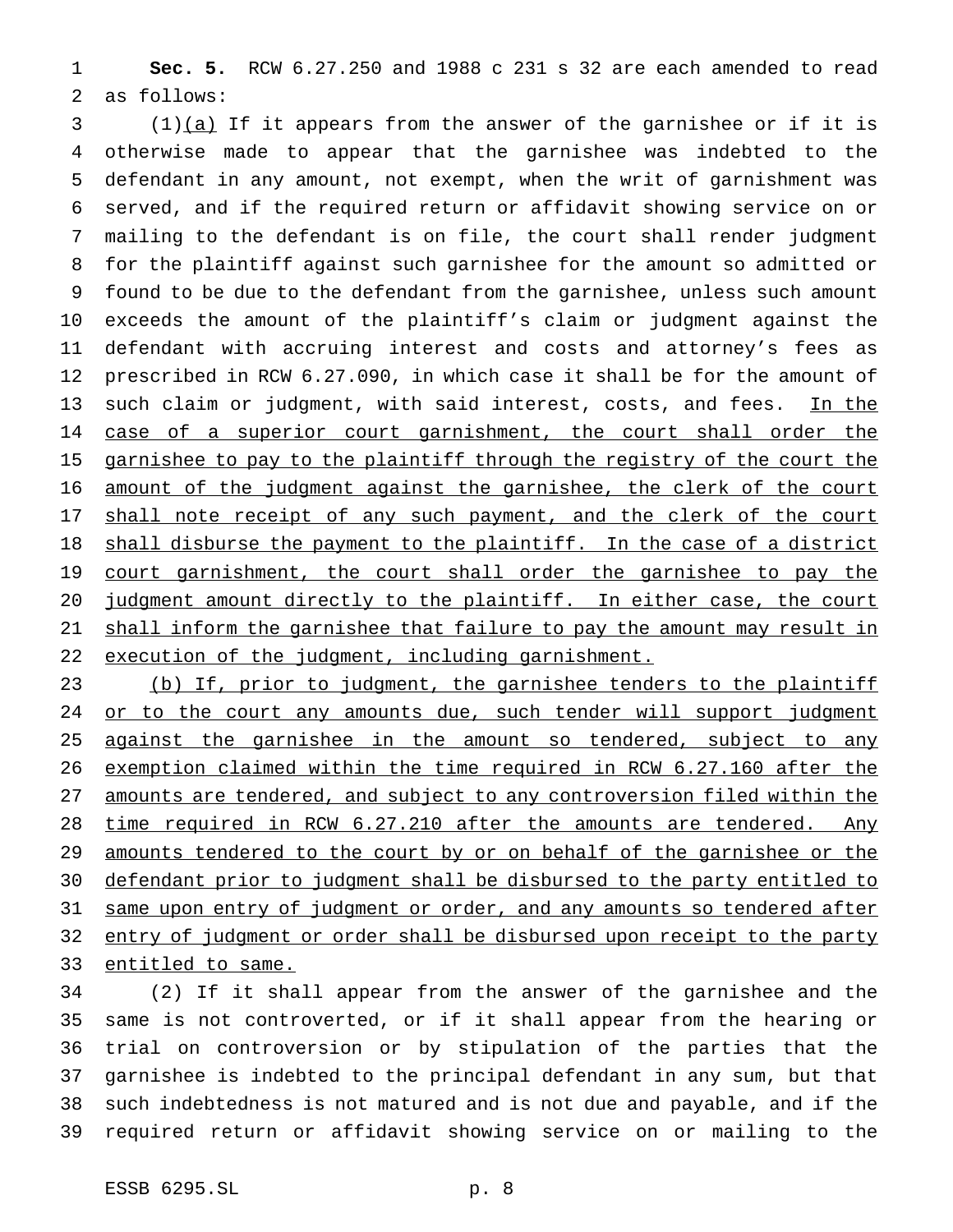**Sec. 5.** RCW 6.27.250 and 1988 c 231 s 32 are each amended to read as follows:

(1)(a) If it appears from the answer of the garnishee or if it is otherwise made to appear that the garnishee was indebted to the defendant in any amount, not exempt, when the writ of garnishment was served, and if the required return or affidavit showing service on or mailing to the defendant is on file, the court shall render judgment for the plaintiff against such garnishee for the amount so admitted or found to be due to the defendant from the garnishee, unless such amount exceeds the amount of the plaintiff's claim or judgment against the defendant with accruing interest and costs and attorney's fees as prescribed in RCW 6.27.090, in which case it shall be for the amount of such claim or judgment, with said interest, costs, and fees. In the case of a superior court garnishment, the court shall order the garnishee to pay to the plaintiff through the registry of the court the amount of the judgment against the garnishee, the clerk of the court shall note receipt of any such payment, and the clerk of the court shall disburse the payment to the plaintiff. In the case of a district court garnishment, the court shall order the garnishee to pay the judgment amount directly to the plaintiff. In either case, the court shall inform the garnishee that failure to pay the amount may result in execution of the judgment, including garnishment.

(b) If, prior to judgment, the garnishee tenders to the plaintiff or to the court any amounts due, such tender will support judgment against the garnishee in the amount so tendered, subject to any exemption claimed within the time required in RCW 6.27.160 after the amounts are tendered, and subject to any controversion filed within the time required in RCW 6.27.210 after the amounts are tendered. Any amounts tendered to the court by or on behalf of the garnishee or the defendant prior to judgment shall be disbursed to the party entitled to same upon entry of judgment or order, and any amounts so tendered after entry of judgment or order shall be disbursed upon receipt to the party entitled to same.

(2) If it shall appear from the answer of the garnishee and the same is not controverted, or if it shall appear from the hearing or trial on controversion or by stipulation of the parties that the garnishee is indebted to the principal defendant in any sum, but that such indebtedness is not matured and is not due and payable, and if the required return or affidavit showing service on or mailing to the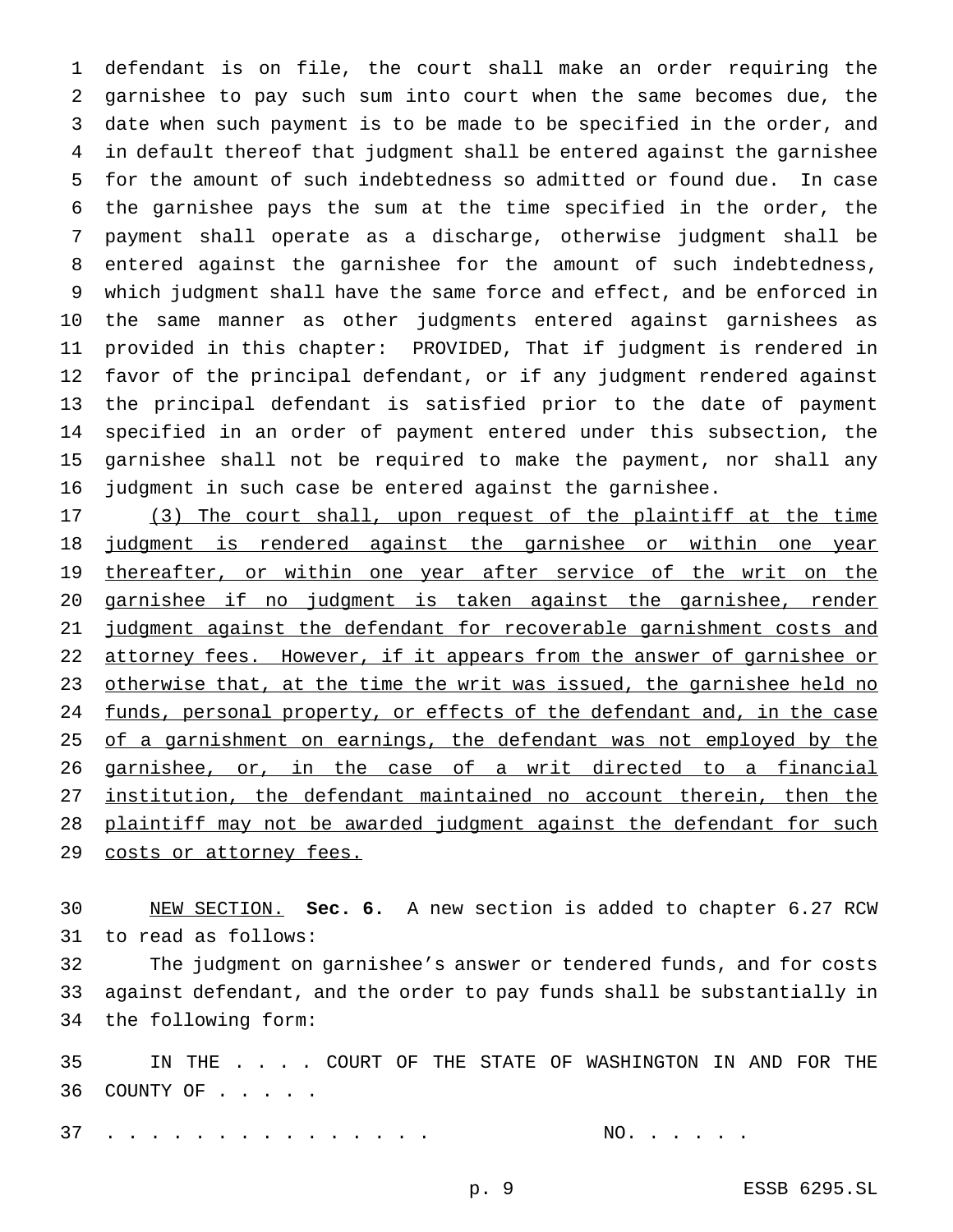defendant is on file, the court shall make an order requiring the garnishee to pay such sum into court when the same becomes due, the date when such payment is to be made to be specified in the order, and in default thereof that judgment shall be entered against the garnishee for the amount of such indebtedness so admitted or found due. In case the garnishee pays the sum at the time specified in the order, the payment shall operate as a discharge, otherwise judgment shall be entered against the garnishee for the amount of such indebtedness, which judgment shall have the same force and effect, and be enforced in the same manner as other judgments entered against garnishees as provided in this chapter: PROVIDED, That if judgment is rendered in favor of the principal defendant, or if any judgment rendered against the principal defendant is satisfied prior to the date of payment specified in an order of payment entered under this subsection, the garnishee shall not be required to make the payment, nor shall any judgment in such case be entered against the garnishee.

(3) The court shall, upon request of the plaintiff at the time judgment is rendered against the garnishee or within one year thereafter, or within one year after service of the writ on the garnishee if no judgment is taken against the garnishee, render judgment against the defendant for recoverable garnishment costs and attorney fees. However, if it appears from the answer of garnishee or otherwise that, at the time the writ was issued, the garnishee held no funds, personal property, or effects of the defendant and, in the case of a garnishment on earnings, the defendant was not employed by the garnishee, or, in the case of a writ directed to a financial institution, the defendant maintained no account therein, then the plaintiff may not be awarded judgment against the defendant for such costs or attorney fees.

NEW SECTION. **Sec. 6.** A new section is added to chapter 6.27 RCW to read as follows:

The judgment on garnishee's answer or tendered funds, and for costs against defendant, and the order to pay funds shall be substantially in the following form:

IN THE . . . . COURT OF THE STATE OF WASHINGTON IN AND FOR THE COUNTY OF . . . . .

. . . . . . . . . . . . . . . .                NO. . . . . .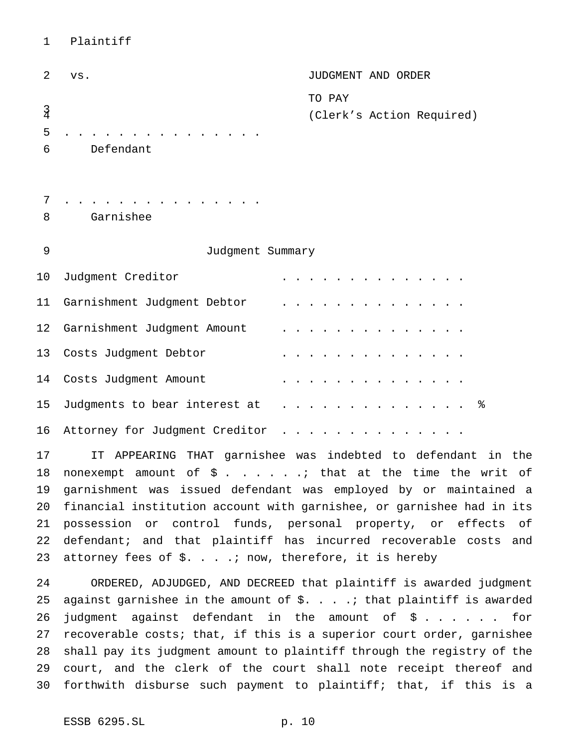Plaintiff

vs. JUDGMENT AND ORDER TO PAY (Clerk's Action Required)

. . . . . . . . . . . . . . . .
Defendant

. . . . . . . . . . . . . . . .
Garnishee

Judgment Summary

| | |
|---|---|
| Judgment Creditor | . . . . . . . . . . . . . . |
| Garnishment Judgment Debtor | . . . . . . . . . . . . . . |
| Garnishment Judgment Amount | . . . . . . . . . . . . . . |
| Costs Judgment Debtor | . . . . . . . . . . . . . . |
| Costs Judgment Amount | . . . . . . . . . . . . . . |
| Judgments to bear interest at | . . . . . . . . . . . . . . % |
| Attorney for Judgment Creditor | . . . . . . . . . . . . . . |

IT APPEARING THAT garnishee was indebted to defendant in the nonexempt amount of $ . . . . . .; that at the time the writ of garnishment was issued defendant was employed by or maintained a financial institution account with garnishee, or garnishee had in its possession or control funds, personal property, or effects of defendant; and that plaintiff has incurred recoverable costs and attorney fees of $. . . .; now, therefore, it is hereby

ORDERED, ADJUDGED, AND DECREED that plaintiff is awarded judgment against garnishee in the amount of $. . . .; that plaintiff is awarded judgment against defendant in the amount of $ . . . . . . for recoverable costs; that, if this is a superior court order, garnishee shall pay its judgment amount to plaintiff through the registry of the court, and the clerk of the court shall note receipt thereof and forthwith disburse such payment to plaintiff; that, if this is a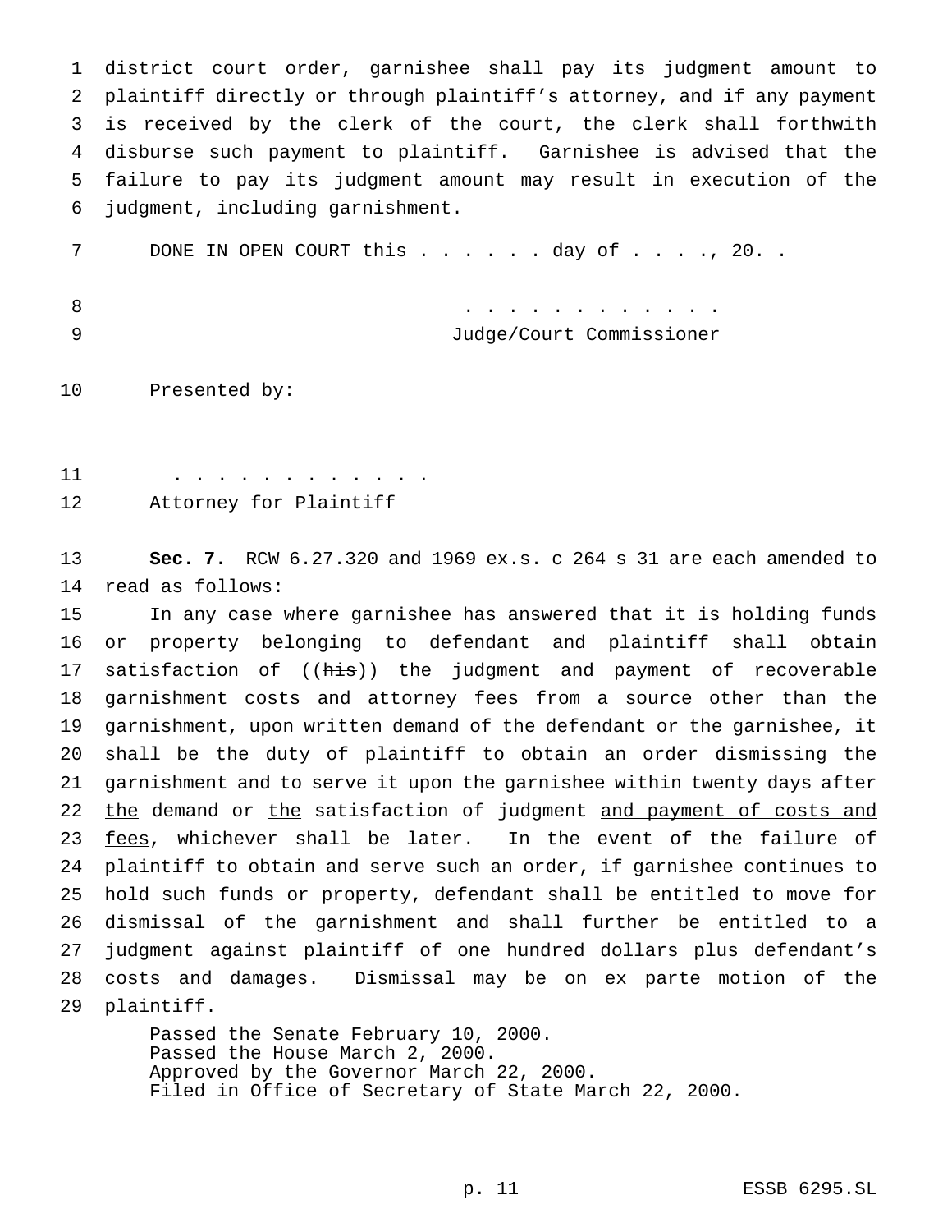district court order, garnishee shall pay its judgment amount to plaintiff directly or through plaintiff's attorney, and if any payment is received by the clerk of the court, the clerk shall forthwith disburse such payment to plaintiff. Garnishee is advised that the failure to pay its judgment amount may result in execution of the judgment, including garnishment.

DONE IN OPEN COURT this . . . . . . day of . . . ., 20. .

. . . . . . . . . . . .
Judge/Court Commissioner

Presented by:

. . . . . . . . . . . .
Attorney for Plaintiff

**Sec. 7.** RCW 6.27.320 and 1969 ex.s. c 264 s 31 are each amended to read as follows:

In any case where garnishee has answered that it is holding funds or property belonging to defendant and plaintiff shall obtain satisfaction of ((~~his~~)) <u>the</u> judgment <u>and payment of recoverable garnishment costs and attorney fees</u> from a source other than the garnishment, upon written demand of the defendant or the garnishee, it shall be the duty of plaintiff to obtain an order dismissing the garnishment and to serve it upon the garnishee within twenty days after <u>the</u> demand or <u>the</u> satisfaction of judgment <u>and payment of costs and fees</u>, whichever shall be later. In the event of the failure of plaintiff to obtain and serve such an order, if garnishee continues to hold such funds or property, defendant shall be entitled to move for dismissal of the garnishment and shall further be entitled to a judgment against plaintiff of one hundred dollars plus defendant's costs and damages. Dismissal may be on ex parte motion of the plaintiff.

Passed the Senate February 10, 2000.
Passed the House March 2, 2000.
Approved by the Governor March 22, 2000.
Filed in Office of Secretary of State March 22, 2000.